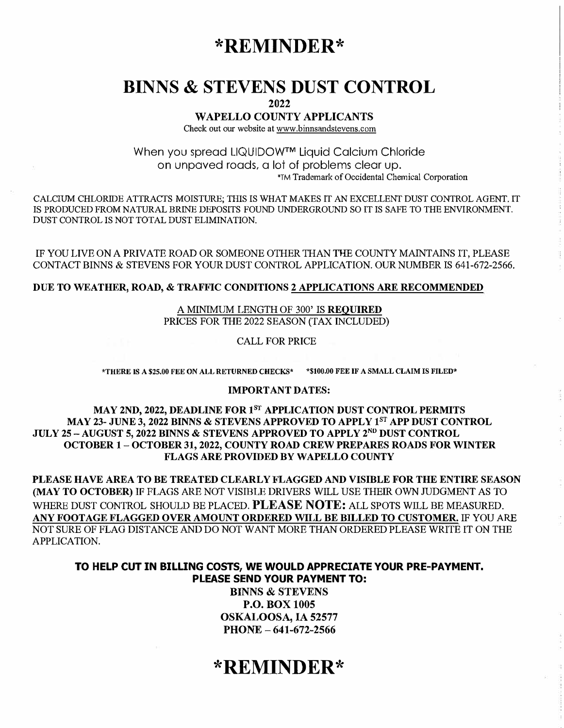# *REMINDER*

# BINNS & STEVENS DUST CONTROL

**2022**

**WAPELLO COUNTY APPLICANTS**

Check out our website at www.binnsandstevens.com

When you spread LIQUIDOW™ Liquid Calcium Chloride on unpaved roads, a lot of problems clear up.

*TM Trademark of Occidental Chemical Corporation

CALCIUM CHLORIDE ATTRACTS MOISTURE; THIS IS WHAT MAKES IT AN EXCELLENT DUST CONTROL AGENT. IT IS PRODUCED FROM NATURAL BRINE DEPOSITS FOUND UNDERGROUND SO IT IS SAFE TO THE ENVIRONMENT. DUST CONTROL IS NOT TOTAL DUST ELIMINATION.

IF YOU LIVE ON A PRIVATE ROAD OR SOMEONE OTHER THAN THE COUNTY MAINTAINS IT, PLEASE CONTACT BINNS & STEVENS FOR YOUR DUST CONTROL APPLICATION. OUR NUMBER IS 641-672-2566.

**DUE TO WEATHER, ROAD, & TRAFFIC CONDITIONS 2 APPLICATIONS ARE RECOMMENDED**

A MINIMUM LENGTH OF 300' IS **REQUIRED**

PRICES FOR THE 2022 SEASON (TAX INCLUDED)

CALL FOR PRICE

***THERE IS A $25.00 FEE ON ALL RETURNED CHECKS*** ***$100.00 FEE IF A SMALL CLAIM IS FILED***

**IMPORTANT DATES:**

**MAY 2ND, 2022, DEADLINE FOR 1ST APPLICATION DUST CONTROL PERMITS**
**MAY 23- JUNE 3, 2022 BINNS & STEVENS APPROVED TO APPLY 1ST APP DUST CONTROL**
**JULY 25 – AUGUST 5, 2022 BINNS & STEVENS APPROVED TO APPLY 2ND DUST CONTROL**
**OCTOBER 1 – OCTOBER 31, 2022, COUNTY ROAD CREW PREPARES ROADS FOR WINTER**
**FLAGS ARE PROVIDED BY WAPELLO COUNTY**

**PLEASE HAVE AREA TO BE TREATED CLEARLY FLAGGED AND VISIBLE FOR THE ENTIRE SEASON (MAY TO OCTOBER)** IF FLAGS ARE NOT VISIBLE DRIVERS WILL USE THEIR OWN JUDGMENT AS TO WHERE DUST CONTROL SHOULD BE PLACED. **PLEASE NOTE:** ALL SPOTS WILL BE MEASURED. **ANY FOOTAGE FLAGGED OVER AMOUNT ORDERED WILL BE BILLED TO CUSTOMER.** IF YOU ARE NOT SURE OF FLAG DISTANCE AND DO NOT WANT MORE THAN ORDERED PLEASE WRITE IT ON THE APPLICATION.

**TO HELP CUT IN BILLING COSTS, WE WOULD APPRECIATE YOUR PRE-PAYMENT.**
**PLEASE SEND YOUR PAYMENT TO:**

**BINNS & STEVENS**
**P.O. BOX 1005**
**OSKALOOSA, IA 52577**
**PHONE – 641-672-2566**

# *REMINDER*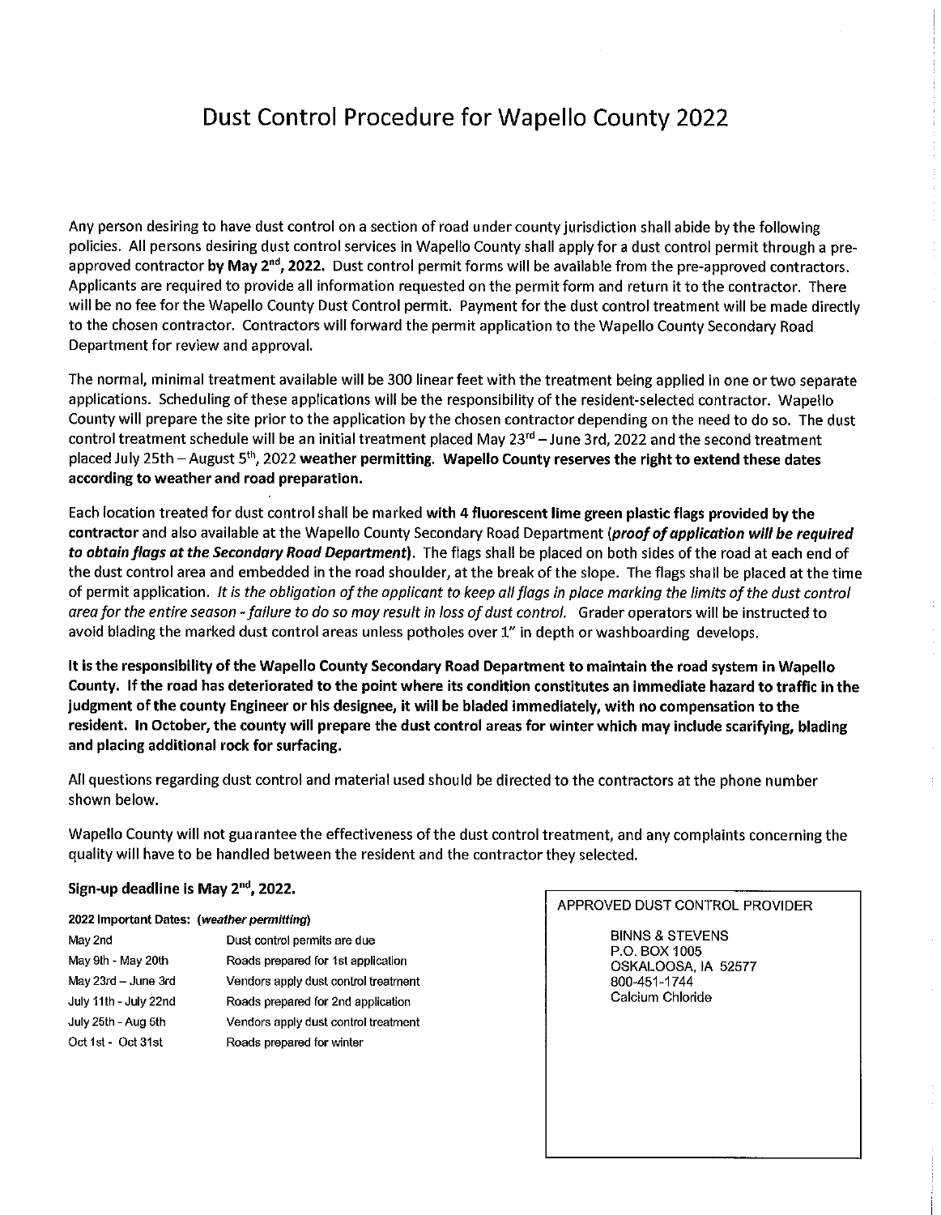# Dust Control Procedure for Wapello County 2022

Any person desiring to have dust control on a section of road under county jurisdiction shall abide by the following policies. All persons desiring dust control services in Wapello County shall apply for a dust control permit through a pre-approved contractor **by May 2nd, 2022.** Dust control permit forms will be available from the pre-approved contractors. Applicants are required to provide all information requested on the permit form and return it to the contractor. There will be no fee for the Wapello County Dust Control permit. Payment for the dust control treatment will be made directly to the chosen contractor. Contractors will forward the permit application to the Wapello County Secondary Road Department for review and approval.

The normal, minimal treatment available will be 300 linear feet with the treatment being applied in one or two separate applications. Scheduling of these applications will be the responsibility of the resident-selected contractor. Wapello County will prepare the site prior to the application by the chosen contractor depending on the need to do so. The dust control treatment schedule will be an initial treatment placed May 23rd – June 3rd, 2022 and the second treatment placed July 25th – August 5th, 2022 **weather permitting. Wapello County reserves the right to extend these dates according to weather and road preparation.**

Each location treated for dust control shall be marked **with 4 fluorescent lime green plastic flags provided by the contractor** and also available at the Wapello County Secondary Road Department (***proof of application will be required to obtain flags at the Secondary Road Department***). The flags shall be placed on both sides of the road at each end of the dust control area and embedded in the road shoulder, at the break of the slope. The flags shall be placed at the time of permit application. *It is the obligation of the applicant to keep all flags in place marking the limits of the dust control area for the entire season - failure to do so may result in loss of dust control.* Grader operators will be instructed to avoid blading the marked dust control areas unless potholes over 1" in depth or washboarding develops.

**It is the responsibility of the Wapello County Secondary Road Department to maintain the road system in Wapello County. If the road has deteriorated to the point where its condition constitutes an immediate hazard to traffic in the judgment of the county Engineer or his designee, it will be bladed immediately, with no compensation to the resident. In October, the county will prepare the dust control areas for winter which may include scarifying, blading and placing additional rock for surfacing.**

All questions regarding dust control and material used should be directed to the contractors at the phone number shown below.

Wapello County will not guarantee the effectiveness of the dust control treatment, and any complaints concerning the quality will have to be handled between the resident and the contractor they selected.

**Sign-up deadline is May 2nd, 2022.**

**2022 Important Dates: (*weather permitting*)**

| Dates | Activity |
|---|---|
| May 2nd | Dust control permits are due |
| May 9th - May 20th | Roads prepared for 1st application |
| May 23rd – June 3rd | Vendors apply dust control treatment |
| July 11th - July 22nd | Roads prepared for 2nd application |
| July 25th - Aug 5th | Vendors apply dust control treatment |
| Oct 1st - Oct 31st | Roads prepared for winter |

APPROVED DUST CONTROL PROVIDER

BINNS & STEVENS
P.O. BOX 1005
OSKALOOSA, IA 52577
800-451-1744
Calcium Chloride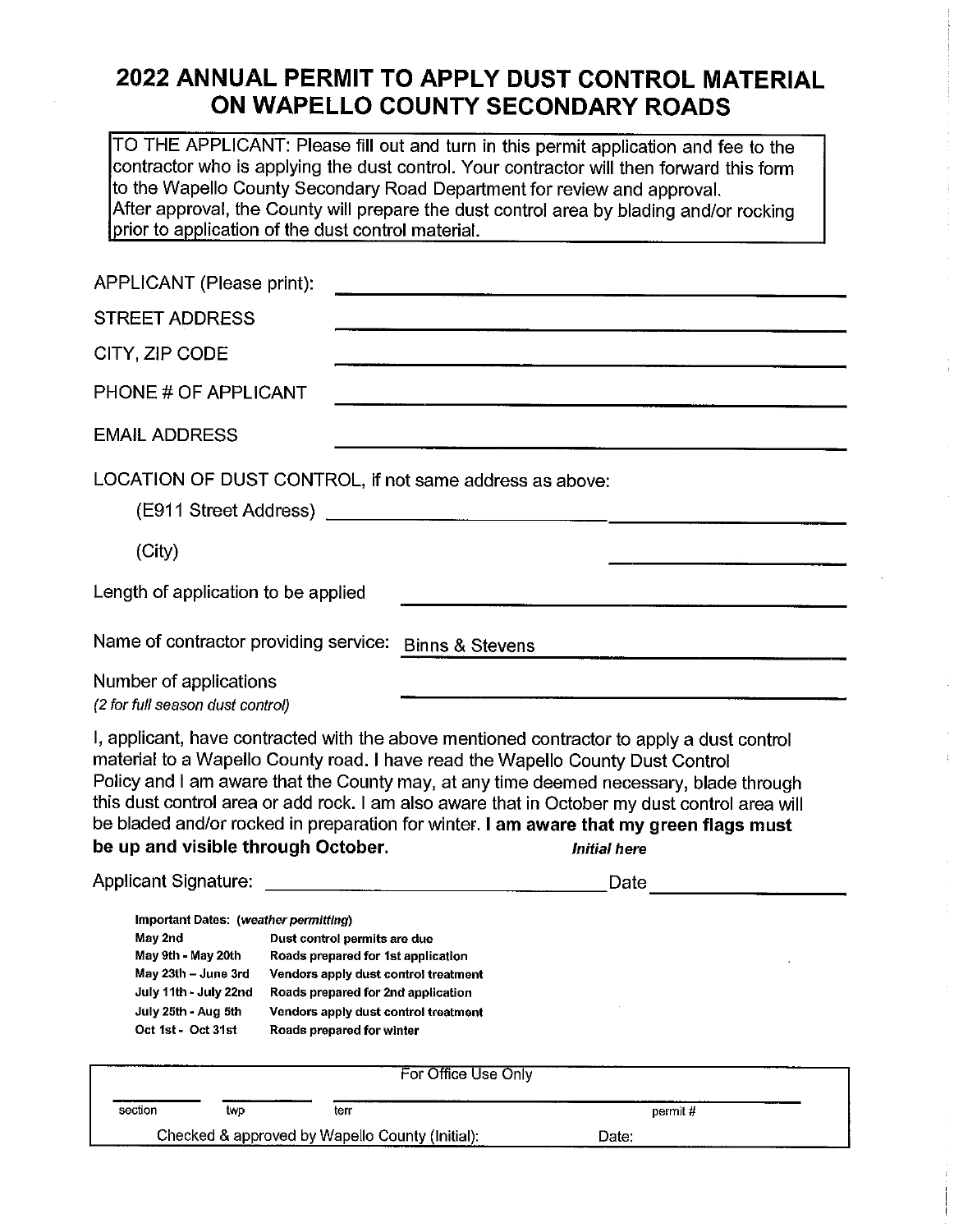# 2022 ANNUAL PERMIT TO APPLY DUST CONTROL MATERIAL ON WAPELLO COUNTY SECONDARY ROADS

TO THE APPLICANT: Please fill out and turn in this permit application and fee to the contractor who is applying the dust control. Your contractor will then forward this form to the Wapello County Secondary Road Department for review and approval. After approval, the County will prepare the dust control area by blading and/or rocking prior to application of the dust control material.

APPLICANT (Please print): ____________________

STREET ADDRESS ____________________

CITY, ZIP CODE ____________________

PHONE # OF APPLICANT ____________________

EMAIL ADDRESS ____________________

LOCATION OF DUST CONTROL, if not same address as above:

(E911 Street Address) ____________________

(City) ____________________

Length of application to be applied ____________________

Name of contractor providing service: Binns & Stevens

Number of applications ____________________
*(2 for full season dust control)*

I, applicant, have contracted with the above mentioned contractor to apply a dust control material to a Wapello County road. I have read the Wapello County Dust Control Policy and I am aware that the County may, at any time deemed necessary, blade through this dust control area or add rock. I am also aware that in October my dust control area will be bladed and/or rocked in preparation for winter. **I am aware that my green flags must be up and visible through October.** ***Initial here***

Applicant Signature: ____________________ Date ____________

**Important Dates: (*weather permitting*)**

| | |
|---|---|
| **May 2nd** | **Dust control permits are due** |
| **May 9th - May 20th** | **Roads prepared for 1st application** |
| **May 23th – June 3rd** | **Vendors apply dust control treatment** |
| **July 11th - July 22nd** | **Roads prepared for 2nd application** |
| **July 25th - Aug 5th** | **Vendors apply dust control treatment** |
| **Oct 1st - Oct 31st** | **Roads prepared for winter** |

For Office Use Only

section ______ twp ______ terr ______ permit # ______

Checked & approved by Wapello County (Initial): Date: